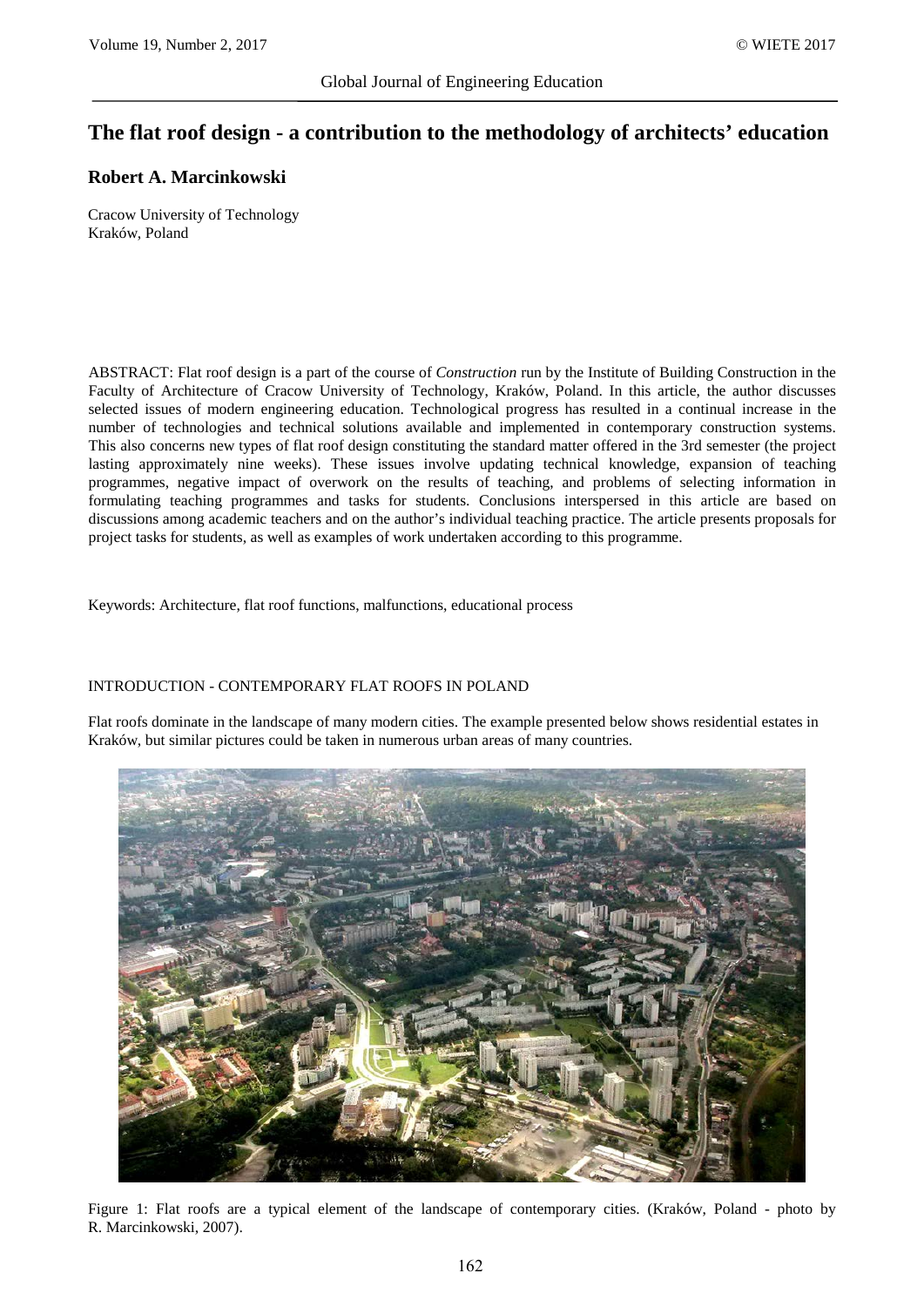# The flat roof design - a contribution to the methodology of architects' education

**Robert A. Marcinkowski**

Cracow University of Technology
Kraków, Poland

ABSTRACT: Flat roof design is a part of the course of *Construction* run by the Institute of Building Construction in the Faculty of Architecture of Cracow University of Technology, Kraków, Poland. In this article, the author discusses selected issues of modern engineering education. Technological progress has resulted in a continual increase in the number of technologies and technical solutions available and implemented in contemporary construction systems. This also concerns new types of flat roof design constituting the standard matter offered in the 3rd semester (the project lasting approximately nine weeks). These issues involve updating technical knowledge, expansion of teaching programmes, negative impact of overwork on the results of teaching, and problems of selecting information in formulating teaching programmes and tasks for students. Conclusions interspersed in this article are based on discussions among academic teachers and on the author's individual teaching practice. The article presents proposals for project tasks for students, as well as examples of work undertaken according to this programme.

Keywords: Architecture, flat roof functions, malfunctions, educational process

## INTRODUCTION - CONTEMPORARY FLAT ROOFS IN POLAND

Flat roofs dominate in the landscape of many modern cities. The example presented below shows residential estates in Kraków, but similar pictures could be taken in numerous urban areas of many countries.

Figure 1: Flat roofs are a typical element of the landscape of contemporary cities. (Kraków, Poland - photo by R. Marcinkowski, 2007).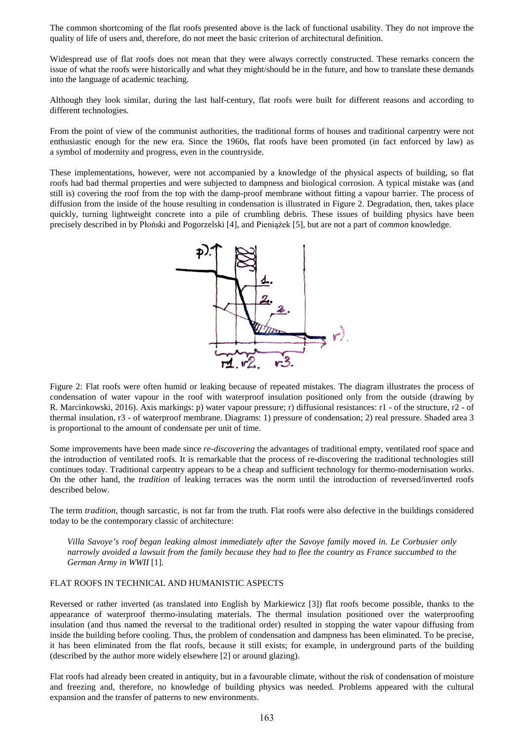The common shortcoming of the flat roofs presented above is the lack of functional usability. They do not improve the quality of life of users and, therefore, do not meet the basic criterion of architectural definition.

Widespread use of flat roofs does not mean that they were always correctly constructed. These remarks concern the issue of what the roofs were historically and what they might/should be in the future, and how to translate these demands into the language of academic teaching.

Although they look similar, during the last half-century, flat roofs were built for different reasons and according to different technologies.

From the point of view of the communist authorities, the traditional forms of houses and traditional carpentry were not enthusiastic enough for the new era. Since the 1960s, flat roofs have been promoted (in fact enforced by law) as a symbol of modernity and progress, even in the countryside.

These implementations, however, were not accompanied by a knowledge of the physical aspects of building, so flat roofs had bad thermal properties and were subjected to dampness and biological corrosion. A typical mistake was (and still is) covering the roof from the top with the damp-proof membrane without fitting a vapour barrier. The process of diffusion from the inside of the house resulting in condensation is illustrated in Figure 2. Degradation, then, takes place quickly, turning lightweight concrete into a pile of crumbling debris. These issues of building physics have been precisely described in by Płoński and Pogorzelski [4], and Pieniążek [5], but are not a part of *common* knowledge.

Figure 2: Flat roofs were often humid or leaking because of repeated mistakes. The diagram illustrates the process of condensation of water vapour in the roof with waterproof insulation positioned only from the outside (drawing by R. Marcinkowski, 2016). Axis markings: p) water vapour pressure; r) diffusional resistances: r1 - of the structure, r2 - of thermal insulation, r3 - of waterproof membrane. Diagrams: 1) pressure of condensation; 2) real pressure. Shaded area 3 is proportional to the amount of condensate per unit of time.

Some improvements have been made since *re-discovering* the advantages of traditional empty, ventilated roof space and the introduction of ventilated roofs. It is remarkable that the process of re-discovering the traditional technologies still continues today. Traditional carpentry appears to be a cheap and sufficient technology for thermo-modernisation works. On the other hand, the *tradition* of leaking terraces was the norm until the introduction of reversed/inverted roofs described below.

The term *tradition*, though sarcastic, is not far from the truth. Flat roofs were also defective in the buildings considered today to be the contemporary classic of architecture:

> *Villa Savoye's roof began leaking almost immediately after the Savoye family moved in. Le Corbusier only narrowly avoided a lawsuit from the family because they had to flee the country as France succumbed to the German Army in WWII* [1].

## FLAT ROOFS IN TECHNICAL AND HUMANISTIC ASPECTS

Reversed or rather inverted (as translated into English by Markiewicz [3]) flat roofs become possible, thanks to the appearance of waterproof thermo-insulating materials. The thermal insulation positioned over the waterproofing insulation (and thus named the reversal to the traditional order) resulted in stopping the water vapour diffusing from inside the building before cooling. Thus, the problem of condensation and dampness has been eliminated. To be precise, it has been eliminated from the flat roofs, because it still exists; for example, in underground parts of the building (described by the author more widely elsewhere [2] or around glazing).

Flat roofs had already been created in antiquity, but in a favourable climate, without the risk of condensation of moisture and freezing and, therefore, no knowledge of building physics was needed. Problems appeared with the cultural expansion and the transfer of patterns to new environments.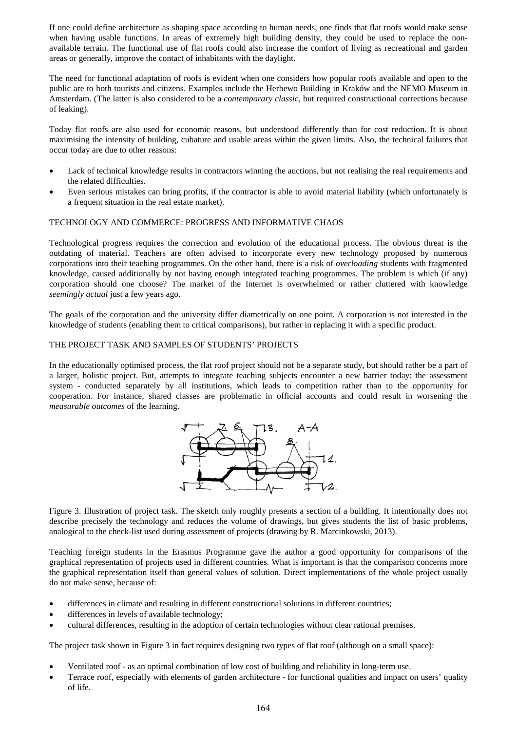If one could define architecture as shaping space according to human needs, one finds that flat roofs would make sense when having usable functions. In areas of extremely high building density, they could be used to replace the non-available terrain. The functional use of flat roofs could also increase the comfort of living as recreational and garden areas or generally, improve the contact of inhabitants with the daylight.

The need for functional adaptation of roofs is evident when one considers how popular roofs available and open to the public are to both tourists and citizens. Examples include the Herbewo Building in Kraków and the NEMO Museum in Amsterdam. (The latter is also considered to be a *contemporary classic,* but required constructional corrections because of leaking).

Today flat roofs are also used for economic reasons, but understood differently than for cost reduction. It is about maximising the intensity of building, cubature and usable areas within the given limits. Also, the technical failures that occur today are due to other reasons:

- Lack of technical knowledge results in contractors winning the auctions, but not realising the real requirements and the related difficulties.
- Even serious mistakes can bring profits, if the contractor is able to avoid material liability (which unfortunately is a frequent situation in the real estate market).

## TECHNOLOGY AND COMMERCE: PROGRESS AND INFORMATIVE CHAOS

Technological progress requires the correction and evolution of the educational process. The obvious threat is the outdating of material. Teachers are often advised to incorporate every new technology proposed by numerous corporations into their teaching programmes. On the other hand, there is a risk of *overloading* students with fragmented knowledge, caused additionally by not having enough integrated teaching programmes. The problem is which (if any) corporation should one choose? The market of the Internet is overwhelmed or rather cluttered with knowledge *seemingly actual* just a few years ago.

The goals of the corporation and the university differ diametrically on one point. A corporation is not interested in the knowledge of students (enabling them to critical comparisons), but rather in replacing it with a specific product.

## THE PROJECT TASK AND SAMPLES OF STUDENTS' PROJECTS

In the educationally optimised process, the flat roof project should not be a separate study, but should rather be a part of a larger, holistic project. But, attempts to integrate teaching subjects encounter a new barrier today: the assessment system - conducted separately by all institutions, which leads to competition rather than to the opportunity for cooperation. For instance, shared classes are problematic in official accounts and could result in worsening the *measurable outcomes* of the learning.

Figure 3. Illustration of project task. The sketch only roughly presents a section of a building. It intentionally does not describe precisely the technology and reduces the volume of drawings, but gives students the list of basic problems, analogical to the check-list used during assessment of projects (drawing by R. Marcinkowski, 2013).

Teaching foreign students in the Erasmus Programme gave the author a good opportunity for comparisons of the graphical representation of projects used in different countries. What is important is that the comparison concerns more the graphical representation itself than general values of solution. Direct implementations of the whole project usually do not make sense, because of:

- differences in climate and resulting in different constructional solutions in different countries;
- differences in levels of available technology;
- cultural differences, resulting in the adoption of certain technologies without clear rational premises.

The project task shown in Figure 3 in fact requires designing two types of flat roof (although on a small space):

- Ventilated roof - as an optimal combination of low cost of building and reliability in long-term use.
- Terrace roof, especially with elements of garden architecture - for functional qualities and impact on users' quality of life.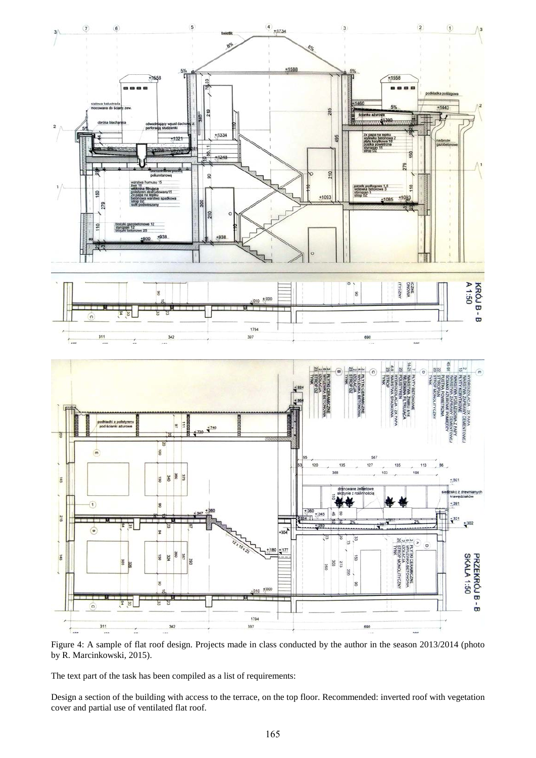Figure 4: A sample of flat roof design. Projects made in class conducted by the author in the season 2013/2014 (photo by R. Marcinkowski, 2015).

The text part of the task has been compiled as a list of requirements:

Design a section of the building with access to the terrace, on the top floor. Recommended: inverted roof with vegetation cover and partial use of ventilated flat roof.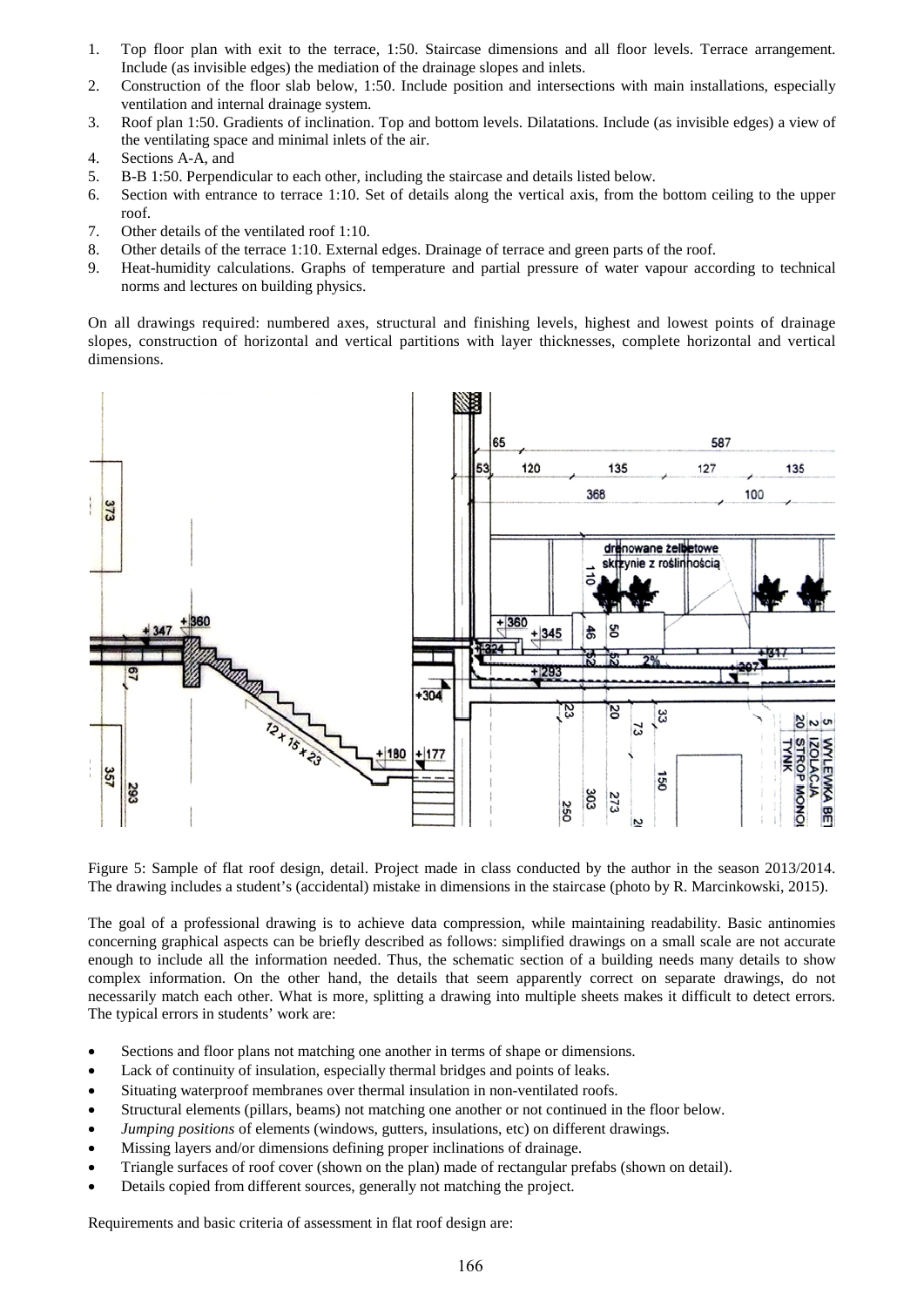1. Top floor plan with exit to the terrace, 1:50. Staircase dimensions and all floor levels. Terrace arrangement. Include (as invisible edges) the mediation of the drainage slopes and inlets.
2. Construction of the floor slab below, 1:50. Include position and intersections with main installations, especially ventilation and internal drainage system.
3. Roof plan 1:50. Gradients of inclination. Top and bottom levels. Dilatations. Include (as invisible edges) a view of the ventilating space and minimal inlets of the air.
4. Sections A-A, and
5. B-B 1:50. Perpendicular to each other, including the staircase and details listed below.
6. Section with entrance to terrace 1:10. Set of details along the vertical axis, from the bottom ceiling to the upper roof.
7. Other details of the ventilated roof 1:10.
8. Other details of the terrace 1:10. External edges. Drainage of terrace and green parts of the roof.
9. Heat-humidity calculations. Graphs of temperature and partial pressure of water vapour according to technical norms and lectures on building physics.

On all drawings required: numbered axes, structural and finishing levels, highest and lowest points of drainage slopes, construction of horizontal and vertical partitions with layer thicknesses, complete horizontal and vertical dimensions.

Figure 5: Sample of flat roof design, detail. Project made in class conducted by the author in the season 2013/2014. The drawing includes a student's (accidental) mistake in dimensions in the staircase (photo by R. Marcinkowski, 2015).

The goal of a professional drawing is to achieve data compression, while maintaining readability. Basic antinomies concerning graphical aspects can be briefly described as follows: simplified drawings on a small scale are not accurate enough to include all the information needed. Thus, the schematic section of a building needs many details to show complex information. On the other hand, the details that seem apparently correct on separate drawings, do not necessarily match each other. What is more, splitting a drawing into multiple sheets makes it difficult to detect errors. The typical errors in students' work are:

- Sections and floor plans not matching one another in terms of shape or dimensions.
- Lack of continuity of insulation, especially thermal bridges and points of leaks.
- Situating waterproof membranes over thermal insulation in non-ventilated roofs.
- Structural elements (pillars, beams) not matching one another or not continued in the floor below.
- *Jumping positions* of elements (windows, gutters, insulations, etc) on different drawings.
- Missing layers and/or dimensions defining proper inclinations of drainage.
- Triangle surfaces of roof cover (shown on the plan) made of rectangular prefabs (shown on detail).
- Details copied from different sources, generally not matching the project.

Requirements and basic criteria of assessment in flat roof design are: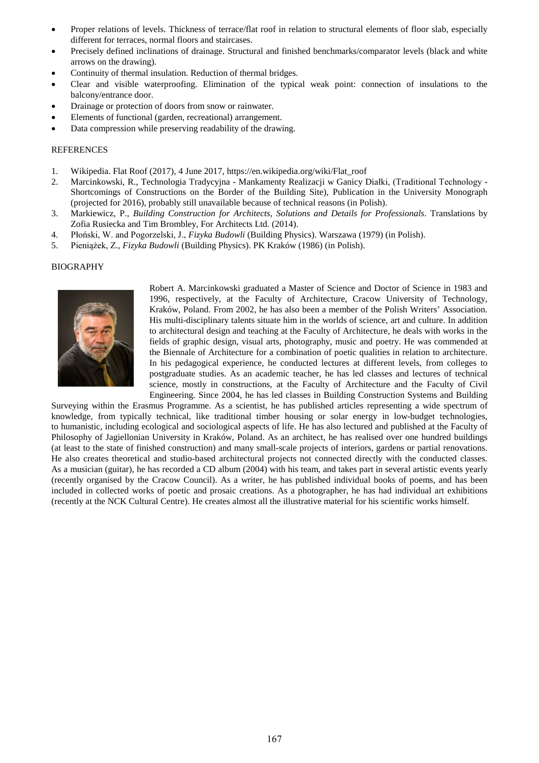- Proper relations of levels. Thickness of terrace/flat roof in relation to structural elements of floor slab, especially different for terraces, normal floors and staircases.
- Precisely defined inclinations of drainage. Structural and finished benchmarks/comparator levels (black and white arrows on the drawing).
- Continuity of thermal insulation. Reduction of thermal bridges.
- Clear and visible waterproofing. Elimination of the typical weak point: connection of insulations to the balcony/entrance door.
- Drainage or protection of doors from snow or rainwater.
- Elements of functional (garden, recreational) arrangement.
- Data compression while preserving readability of the drawing.

## REFERENCES

1. Wikipedia. Flat Roof (2017), 4 June 2017, https://en.wikipedia.org/wiki/Flat_roof
2. Marcinkowski, R., Technologia Tradycyjna - Mankamenty Realizacji w Ganicy Działki, (Traditional Technology - Shortcomings of Constructions on the Border of the Building Site), Publication in the University Monograph (projected for 2016), probably still unavailable because of technical reasons (in Polish).
3. Markiewicz, P., *Building Construction for Architects, Solutions and Details for Professionals*. Translations by Zofia Rusiecka and Tim Brombley, For Architects Ltd. (2014).
4. Płoński, W. and Pogorzelski, J., *Fizyka Budowli* (Building Physics). Warszawa (1979) (in Polish).
5. Pieniążek, Z., *Fizyka Budowli* (Building Physics). PK Kraków (1986) (in Polish).

## BIOGRAPHY

Robert A. Marcinkowski graduated a Master of Science and Doctor of Science in 1983 and 1996, respectively, at the Faculty of Architecture, Cracow University of Technology, Kraków, Poland. From 2002, he has also been a member of the Polish Writers' Association. His multi-disciplinary talents situate him in the worlds of science, art and culture. In addition to architectural design and teaching at the Faculty of Architecture, he deals with works in the fields of graphic design, visual arts, photography, music and poetry. He was commended at the Biennale of Architecture for a combination of poetic qualities in relation to architecture. In his pedagogical experience, he conducted lectures at different levels, from colleges to postgraduate studies. As an academic teacher, he has led classes and lectures of technical science, mostly in constructions, at the Faculty of Architecture and the Faculty of Civil Engineering. Since 2004, he has led classes in Building Construction Systems and Building Surveying within the Erasmus Programme. As a scientist, he has published articles representing a wide spectrum of knowledge, from typically technical, like traditional timber housing or solar energy in low-budget technologies, to humanistic, including ecological and sociological aspects of life. He has also lectured and published at the Faculty of Philosophy of Jagiellonian University in Kraków, Poland. As an architect, he has realised over one hundred buildings (at least to the state of finished construction) and many small-scale projects of interiors, gardens or partial renovations. He also creates theoretical and studio-based architectural projects not connected directly with the conducted classes. As a musician (guitar), he has recorded a CD album (2004) with his team, and takes part in several artistic events yearly (recently organised by the Cracow Council). As a writer, he has published individual books of poems, and has been included in collected works of poetic and prosaic creations. As a photographer, he has had individual art exhibitions (recently at the NCK Cultural Centre). He creates almost all the illustrative material for his scientific works himself.